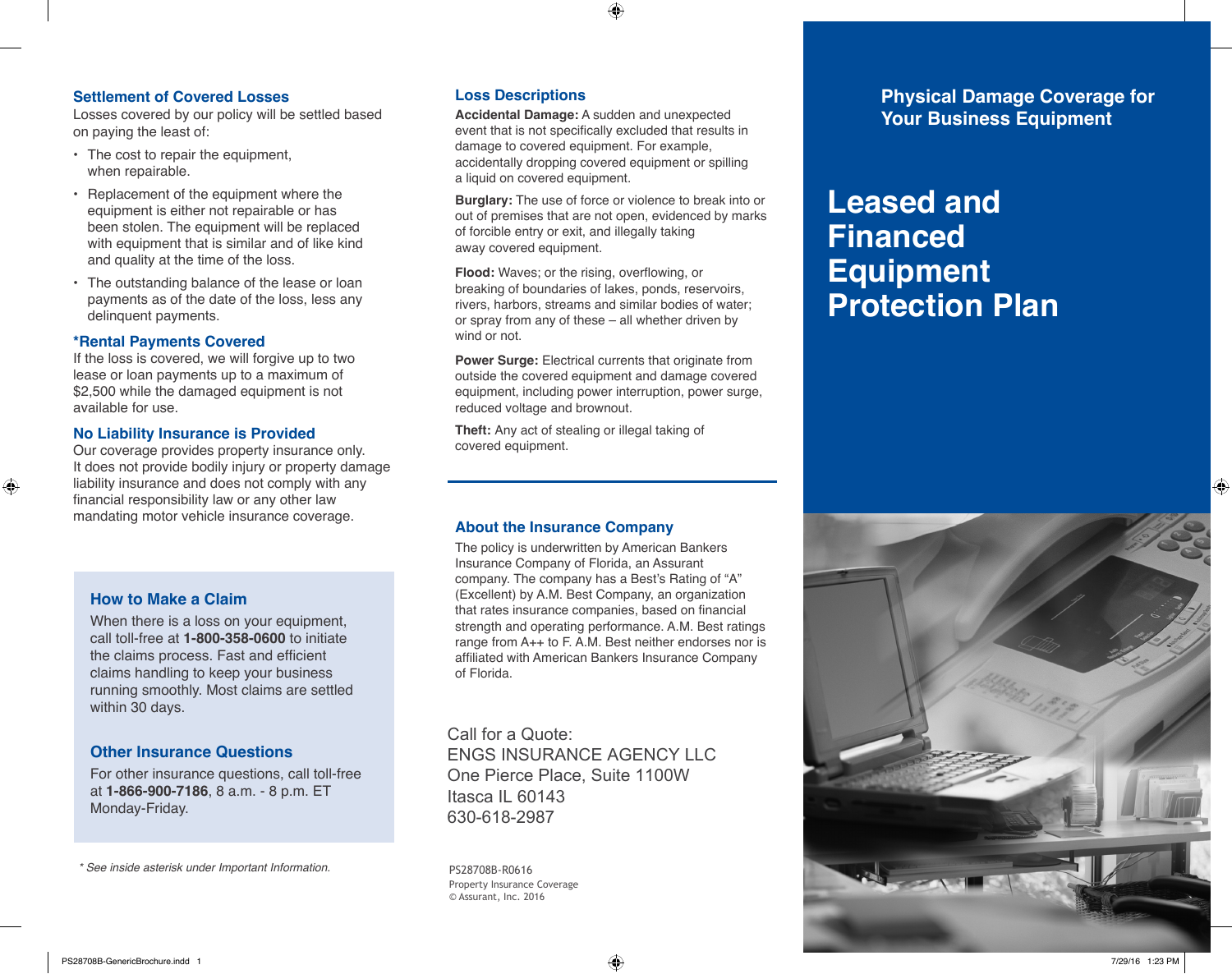## Settlement of Covered Losses

Losses covered by our policy will be settled based on paying the least of:

- The cost to repair the equipment, when repairable.
- Replacement of the equipment where the equipment is either not repairable or has been stolen. The equipment will be replaced with equipment that is similar and of like kind and quality at the time of the loss.
- The outstanding balance of the lease or loan payments as of the date of the loss, less any delinquent payments.

## *Rental Payments Covered

If the loss is covered, we will forgive up to two lease or loan payments up to a maximum of $2,500 while the damaged equipment is not available for use.

## No Liability Insurance is Provided

Our coverage provides property insurance only. It does not provide bodily injury or property damage liability insurance and does not comply with any financial responsibility law or any other law mandating motor vehicle insurance coverage.

## How to Make a Claim

When there is a loss on your equipment, call toll-free at **1-800-358-0600** to initiate the claims process. Fast and efficient claims handling to keep your business running smoothly. Most claims are settled within 30 days.

## Other Insurance Questions

For other insurance questions, call toll-free at **1-866-900-7186**, 8 a.m. - 8 p.m. ET Monday-Friday.

*\* See inside asterisk under Important Information.*

## Loss Descriptions

**Accidental Damage:** A sudden and unexpected event that is not specifically excluded that results in damage to covered equipment. For example, accidentally dropping covered equipment or spilling a liquid on covered equipment.

**Burglary:** The use of force or violence to break into or out of premises that are not open, evidenced by marks of forcible entry or exit, and illegally taking away covered equipment.

**Flood:** Waves; or the rising, overflowing, or breaking of boundaries of lakes, ponds, reservoirs, rivers, harbors, streams and similar bodies of water; or spray from any of these – all whether driven by wind or not.

**Power Surge:** Electrical currents that originate from outside the covered equipment and damage covered equipment, including power interruption, power surge, reduced voltage and brownout.

**Theft:** Any act of stealing or illegal taking of covered equipment.

## About the Insurance Company

The policy is underwritten by American Bankers Insurance Company of Florida, an Assurant company. The company has a Best's Rating of "A" (Excellent) by A.M. Best Company, an organization that rates insurance companies, based on financial strength and operating performance. A.M. Best ratings range from A++ to F. A.M. Best neither endorses nor is affiliated with American Bankers Insurance Company of Florida.

Call for a Quote:
ENGS INSURANCE AGENCY LLC
One Pierce Place, Suite 1100W
Itasca IL 60143
630-618-2987

PS28708B-R0616
Property Insurance Coverage
© Assurant, Inc. 2016

## Physical Damage Coverage for Your Business Equipment

# Leased and Financed Equipment Protection Plan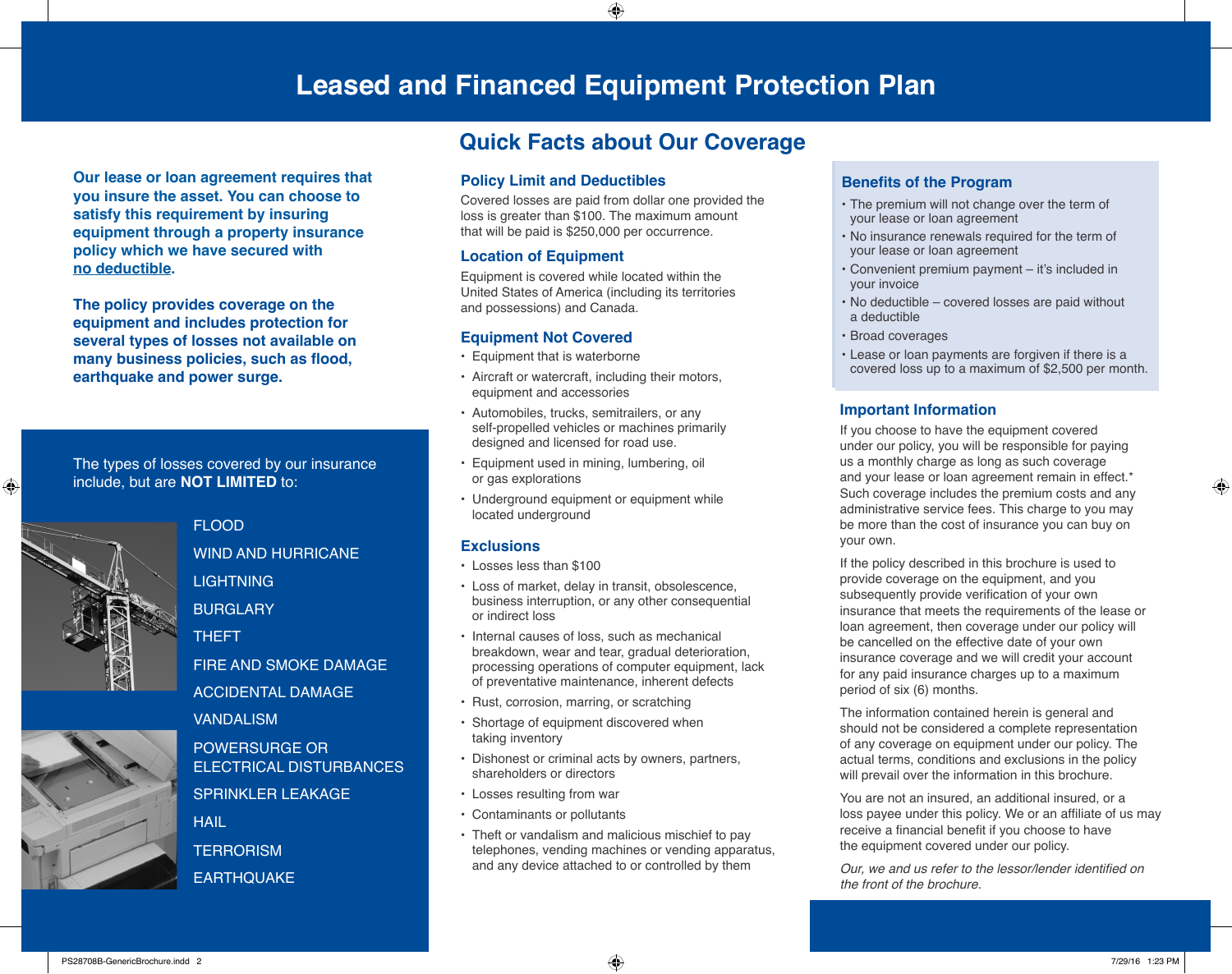# Leased and Financed Equipment Protection Plan

**Our lease or loan agreement requires that you insure the asset. You can choose to satisfy this requirement by insuring equipment through a property insurance policy which we have secured with no deductible.**

**The policy provides coverage on the equipment and includes protection for several types of losses not available on many business policies, such as flood, earthquake and power surge.**

The types of losses covered by our insurance include, but are **NOT LIMITED** to:

- FLOOD
- WIND AND HURRICANE
- LIGHTNING
- BURGLARY
- THEFT
- FIRE AND SMOKE DAMAGE
- ACCIDENTAL DAMAGE
- VANDALISM
- POWERSURGE OR ELECTRICAL DISTURBANCES
- SPRINKLER LEAKAGE
- HAIL
- TERRORISM
- EARTHQUAKE

## Quick Facts about Our Coverage

### Policy Limit and Deductibles

Covered losses are paid from dollar one provided the loss is greater than $100. The maximum amount that will be paid is $250,000 per occurrence.

### Location of Equipment

Equipment is covered while located within the United States of America (including its territories and possessions) and Canada.

### Equipment Not Covered

- Equipment that is waterborne
- Aircraft or watercraft, including their motors, equipment and accessories
- Automobiles, trucks, semitrailers, or any self-propelled vehicles or machines primarily designed and licensed for road use.
- Equipment used in mining, lumbering, oil or gas explorations
- Underground equipment or equipment while located underground

### Exclusions

- Losses less than $100
- Loss of market, delay in transit, obsolescence, business interruption, or any other consequential or indirect loss
- Internal causes of loss, such as mechanical breakdown, wear and tear, gradual deterioration, processing operations of computer equipment, lack of preventative maintenance, inherent defects
- Rust, corrosion, marring, or scratching
- Shortage of equipment discovered when taking inventory
- Dishonest or criminal acts by owners, partners, shareholders or directors
- Losses resulting from war
- Contaminants or pollutants
- Theft or vandalism and malicious mischief to pay telephones, vending machines or vending apparatus, and any device attached to or controlled by them

### Benefits of the Program

- The premium will not change over the term of your lease or loan agreement
- No insurance renewals required for the term of your lease or loan agreement
- Convenient premium payment – it's included in your invoice
- No deductible – covered losses are paid without a deductible
- Broad coverages
- Lease or loan payments are forgiven if there is a covered loss up to a maximum of $2,500 per month.

### Important Information

If you choose to have the equipment covered under our policy, you will be responsible for paying us a monthly charge as long as such coverage and your lease or loan agreement remain in effect.* Such coverage includes the premium costs and any administrative service fees. This charge to you may be more than the cost of insurance you can buy on your own.

If the policy described in this brochure is used to provide coverage on the equipment, and you subsequently provide verification of your own insurance that meets the requirements of the lease or loan agreement, then coverage under our policy will be cancelled on the effective date of your own insurance coverage and we will credit your account for any paid insurance charges up to a maximum period of six (6) months.

The information contained herein is general and should not be considered a complete representation of any coverage on equipment under our policy. The actual terms, conditions and exclusions in the policy will prevail over the information in this brochure.

You are not an insured, an additional insured, or a loss payee under this policy. We or an affiliate of us may receive a financial benefit if you choose to have the equipment covered under our policy.

*Our, we and us refer to the lessor/lender identified on the front of the brochure.*